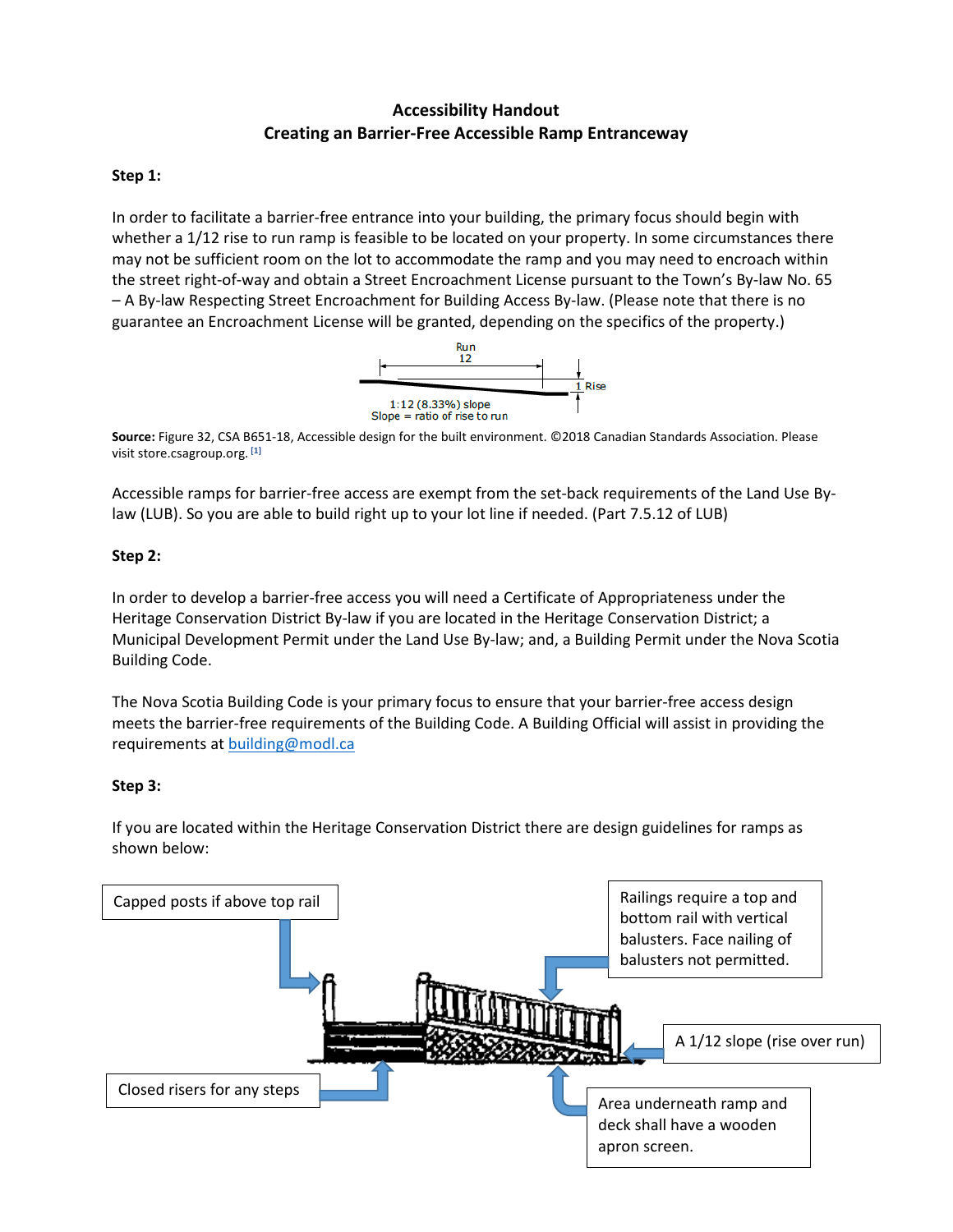**Accessibility Handout**
**Creating an Barrier-Free Accessible Ramp Entranceway**

**Step 1:**

In order to facilitate a barrier-free entrance into your building, the primary focus should begin with whether a 1/12 rise to run ramp is feasible to be located on your property. In some circumstances there may not be sufficient room on the lot to accommodate the ramp and you may need to encroach within the street right-of-way and obtain a Street Encroachment License pursuant to the Town's By-law No. 65 – A By-law Respecting Street Encroachment for Building Access By-law. (Please note that there is no guarantee an Encroachment License will be granted, depending on the specifics of the property.)

Run 12

1 Rise

1:12 (8.33%) slope
Slope = ratio of rise to run

**Source:** Figure 32, CSA B651-18, Accessible design for the built environment. ©2018 Canadian Standards Association. Please visit store.csagroup.org. [1]

Accessible ramps for barrier-free access are exempt from the set-back requirements of the Land Use By-law (LUB). So you are able to build right up to your lot line if needed. (Part 7.5.12 of LUB)

**Step 2:**

In order to develop a barrier-free access you will need a Certificate of Appropriateness under the Heritage Conservation District By-law if you are located in the Heritage Conservation District; a Municipal Development Permit under the Land Use By-law; and, a Building Permit under the Nova Scotia Building Code.

The Nova Scotia Building Code is your primary focus to ensure that your barrier-free access design meets the barrier-free requirements of the Building Code. A Building Official will assist in providing the requirements at [building@modl.ca](mailto:building@modl.ca)

**Step 3:**

If you are located within the Heritage Conservation District there are design guidelines for ramps as shown below:

Capped posts if above top rail

Railings require a top and bottom rail with vertical balusters. Face nailing of balusters not permitted.

A 1/12 slope (rise over run)

Closed risers for any steps

Area underneath ramp and deck shall have a wooden apron screen.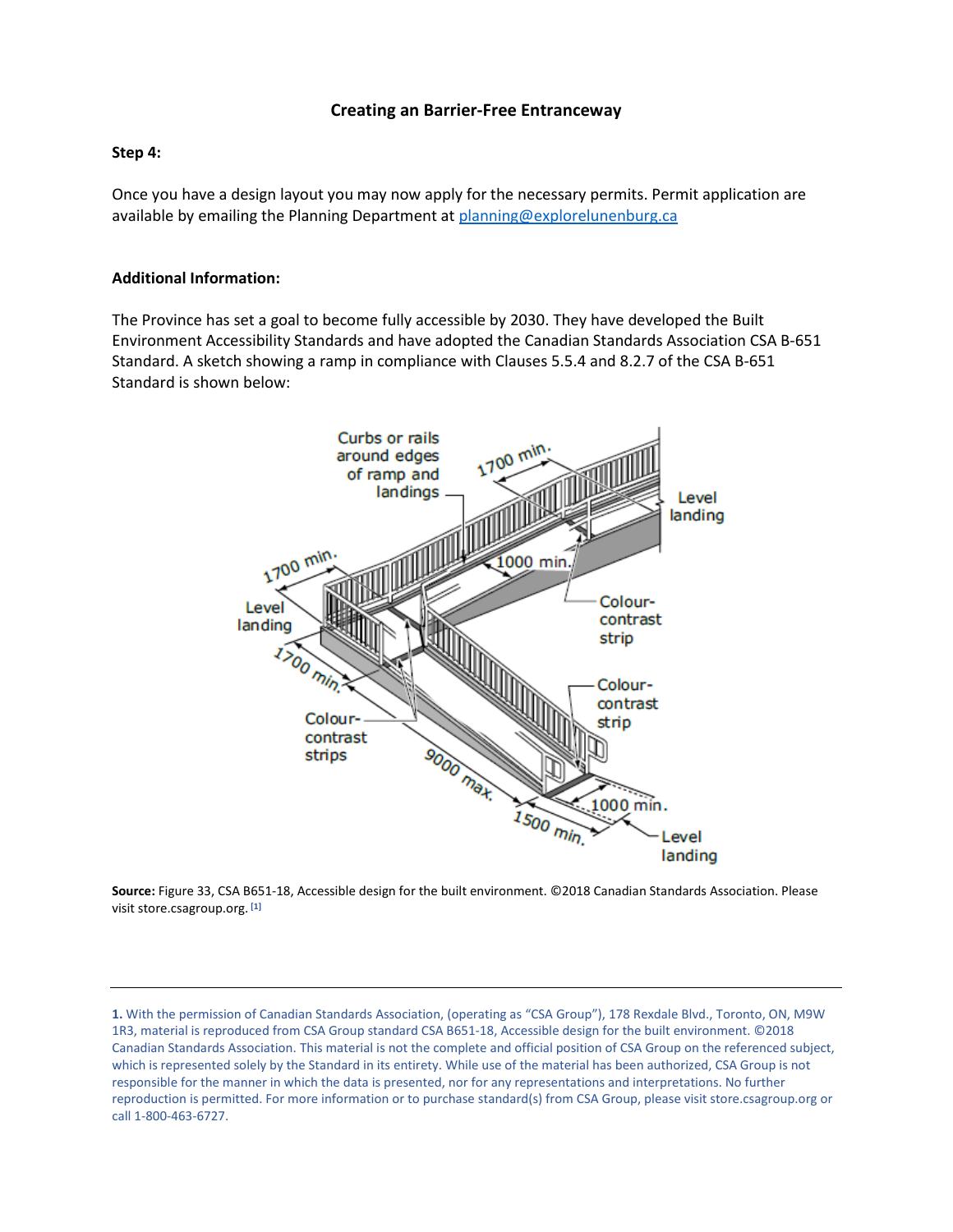**Creating an Barrier-Free Entranceway**

**Step 4:**

Once you have a design layout you may now apply for the necessary permits. Permit application are available by emailing the Planning Department at planning@explorelunenburg.ca

**Additional Information:**

The Province has set a goal to become fully accessible by 2030. They have developed the Built Environment Accessibility Standards and have adopted the Canadian Standards Association CSA B-651 Standard. A sketch showing a ramp in compliance with Clauses 5.5.4 and 8.2.7 of the CSA B-651 Standard is shown below:

Curbs or rails around edges of ramp and landings

1700 min.

Level landing

1700 min.

1000 min.

Level landing

Colour-contrast strip

1700 min.

Colour-contrast strip

Colour-contrast strips

9000 max.

1000 min.

1500 min.

Level landing

**Source:** Figure 33, CSA B651-18, Accessible design for the built environment. ©2018 Canadian Standards Association. Please visit store.csagroup.org. [1]

---

1. With the permission of Canadian Standards Association, (operating as "CSA Group"), 178 Rexdale Blvd., Toronto, ON, M9W 1R3, material is reproduced from CSA Group standard CSA B651-18, Accessible design for the built environment. ©2018 Canadian Standards Association. This material is not the complete and official position of CSA Group on the referenced subject, which is represented solely by the Standard in its entirety. While use of the material has been authorized, CSA Group is not responsible for the manner in which the data is presented, nor for any representations and interpretations. No further reproduction is permitted. For more information or to purchase standard(s) from CSA Group, please visit store.csagroup.org or call 1-800-463-6727.